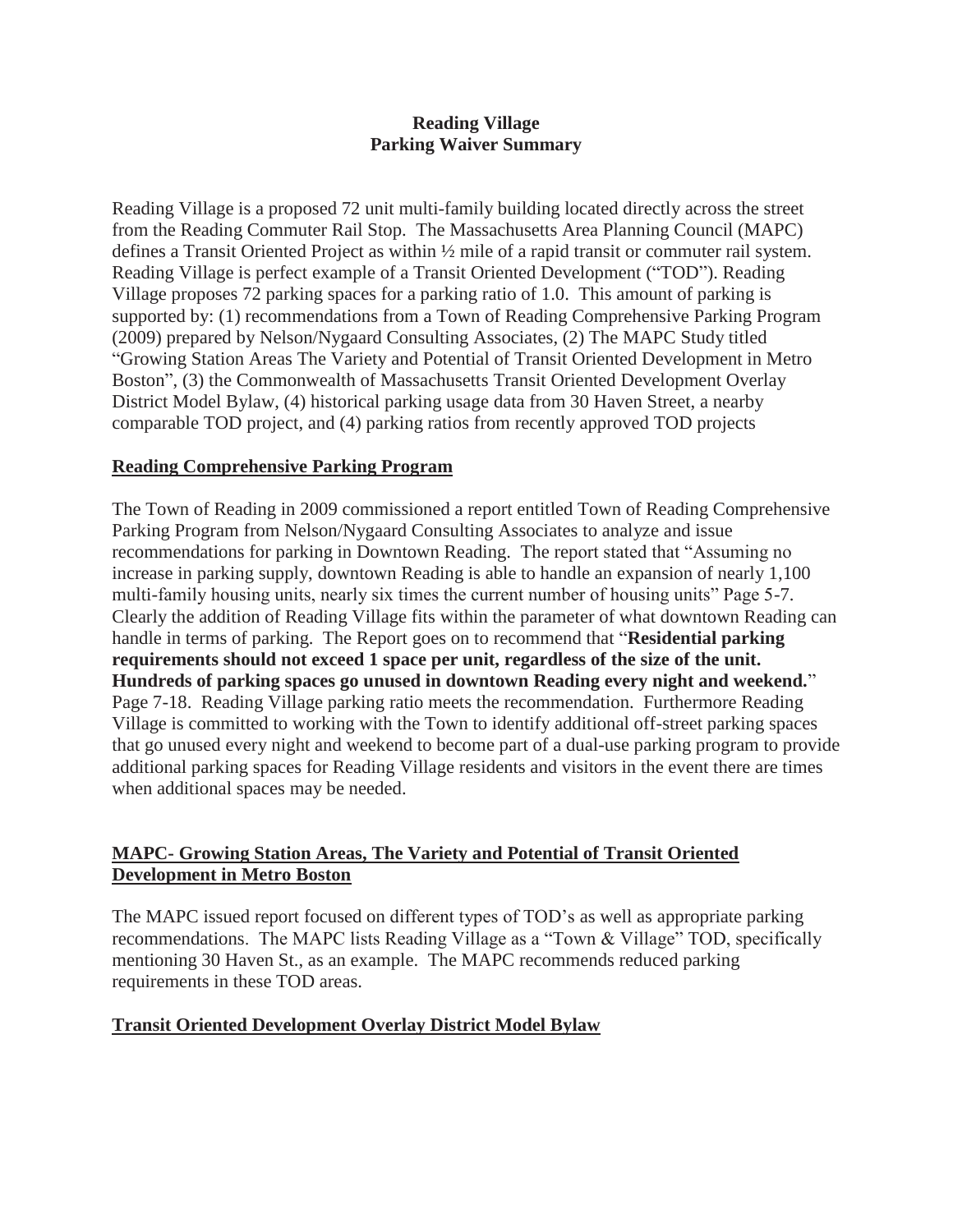# Reading Village
## Parking Waiver Summary

Reading Village is a proposed 72 unit multi-family building located directly across the street from the Reading Commuter Rail Stop. The Massachusetts Area Planning Council (MAPC) defines a Transit Oriented Project as within ½ mile of a rapid transit or commuter rail system. Reading Village is perfect example of a Transit Oriented Development ("TOD"). Reading Village proposes 72 parking spaces for a parking ratio of 1.0. This amount of parking is supported by: (1) recommendations from a Town of Reading Comprehensive Parking Program (2009) prepared by Nelson/Nygaard Consulting Associates, (2) The MAPC Study titled "Growing Station Areas The Variety and Potential of Transit Oriented Development in Metro Boston", (3) the Commonwealth of Massachusetts Transit Oriented Development Overlay District Model Bylaw, (4) historical parking usage data from 30 Haven Street, a nearby comparable TOD project, and (4) parking ratios from recently approved TOD projects

### Reading Comprehensive Parking Program

The Town of Reading in 2009 commissioned a report entitled Town of Reading Comprehensive Parking Program from Nelson/Nygaard Consulting Associates to analyze and issue recommendations for parking in Downtown Reading. The report stated that "Assuming no increase in parking supply, downtown Reading is able to handle an expansion of nearly 1,100 multi-family housing units, nearly six times the current number of housing units" Page 5-7. Clearly the addition of Reading Village fits within the parameter of what downtown Reading can handle in terms of parking. The Report goes on to recommend that "**Residential parking requirements should not exceed 1 space per unit, regardless of the size of the unit. Hundreds of parking spaces go unused in downtown Reading every night and weekend.**" Page 7-18. Reading Village parking ratio meets the recommendation. Furthermore Reading Village is committed to working with the Town to identify additional off-street parking spaces that go unused every night and weekend to become part of a dual-use parking program to provide additional parking spaces for Reading Village residents and visitors in the event there are times when additional spaces may be needed.

### MAPC- Growing Station Areas, The Variety and Potential of Transit Oriented Development in Metro Boston

The MAPC issued report focused on different types of TOD's as well as appropriate parking recommendations. The MAPC lists Reading Village as a "Town & Village" TOD, specifically mentioning 30 Haven St., as an example. The MAPC recommends reduced parking requirements in these TOD areas.

### Transit Oriented Development Overlay District Model Bylaw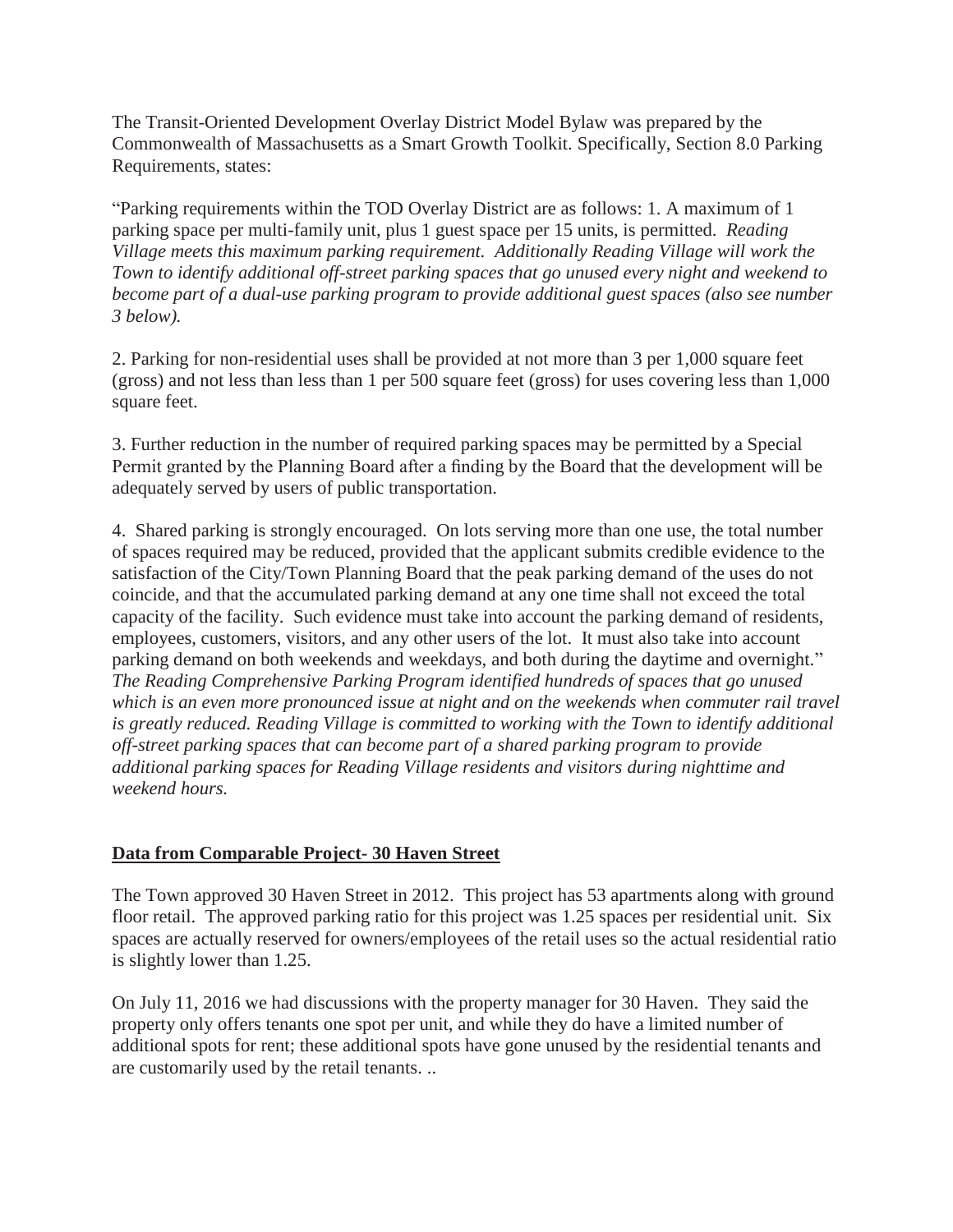The Transit-Oriented Development Overlay District Model Bylaw was prepared by the Commonwealth of Massachusetts as a Smart Growth Toolkit. Specifically, Section 8.0 Parking Requirements, states:

"Parking requirements within the TOD Overlay District are as follows: 1. A maximum of 1 parking space per multi-family unit, plus 1 guest space per 15 units, is permitted. *Reading Village meets this maximum parking requirement. Additionally Reading Village will work the Town to identify additional off-street parking spaces that go unused every night and weekend to become part of a dual-use parking program to provide additional guest spaces (also see number 3 below).*

2. Parking for non-residential uses shall be provided at not more than 3 per 1,000 square feet (gross) and not less than less than 1 per 500 square feet (gross) for uses covering less than 1,000 square feet.

3. Further reduction in the number of required parking spaces may be permitted by a Special Permit granted by the Planning Board after a finding by the Board that the development will be adequately served by users of public transportation.

4. Shared parking is strongly encouraged. On lots serving more than one use, the total number of spaces required may be reduced, provided that the applicant submits credible evidence to the satisfaction of the City/Town Planning Board that the peak parking demand of the uses do not coincide, and that the accumulated parking demand at any one time shall not exceed the total capacity of the facility. Such evidence must take into account the parking demand of residents, employees, customers, visitors, and any other users of the lot. It must also take into account parking demand on both weekends and weekdays, and both during the daytime and overnight." *The Reading Comprehensive Parking Program identified hundreds of spaces that go unused which is an even more pronounced issue at night and on the weekends when commuter rail travel is greatly reduced. Reading Village is committed to working with the Town to identify additional off-street parking spaces that can become part of a shared parking program to provide additional parking spaces for Reading Village residents and visitors during nighttime and weekend hours.*

**Data from Comparable Project- 30 Haven Street**

The Town approved 30 Haven Street in 2012. This project has 53 apartments along with ground floor retail. The approved parking ratio for this project was 1.25 spaces per residential unit. Six spaces are actually reserved for owners/employees of the retail uses so the actual residential ratio is slightly lower than 1.25.

On July 11, 2016 we had discussions with the property manager for 30 Haven. They said the property only offers tenants one spot per unit, and while they do have a limited number of additional spots for rent; these additional spots have gone unused by the residential tenants and are customarily used by the retail tenants. ..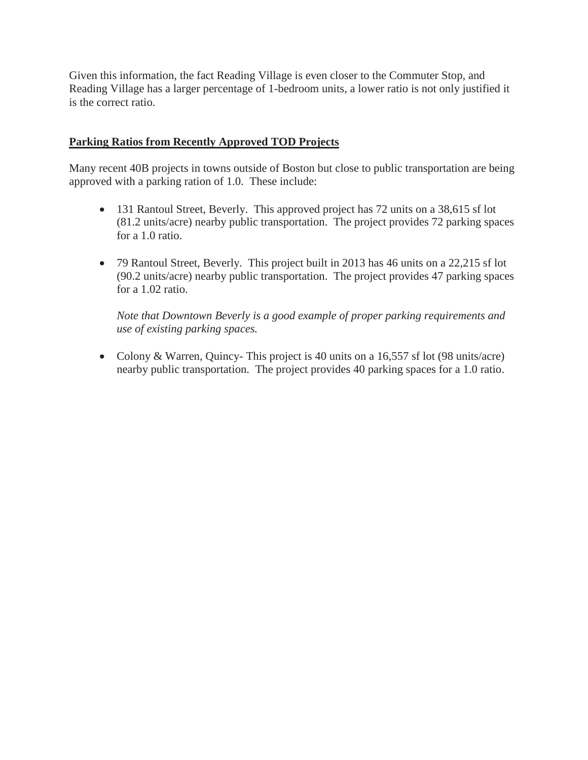Given this information, the fact Reading Village is even closer to the Commuter Stop, and Reading Village has a larger percentage of 1-bedroom units, a lower ratio is not only justified it is the correct ratio.

**Parking Ratios from Recently Approved TOD Projects**

Many recent 40B projects in towns outside of Boston but close to public transportation are being approved with a parking ration of 1.0. These include:

- 131 Rantoul Street, Beverly. This approved project has 72 units on a 38,615 sf lot (81.2 units/acre) nearby public transportation. The project provides 72 parking spaces for a 1.0 ratio.

- 79 Rantoul Street, Beverly. This project built in 2013 has 46 units on a 22,215 sf lot (90.2 units/acre) nearby public transportation. The project provides 47 parking spaces for a 1.02 ratio.

  *Note that Downtown Beverly is a good example of proper parking requirements and use of existing parking spaces.*

- Colony & Warren, Quincy- This project is 40 units on a 16,557 sf lot (98 units/acre) nearby public transportation. The project provides 40 parking spaces for a 1.0 ratio.